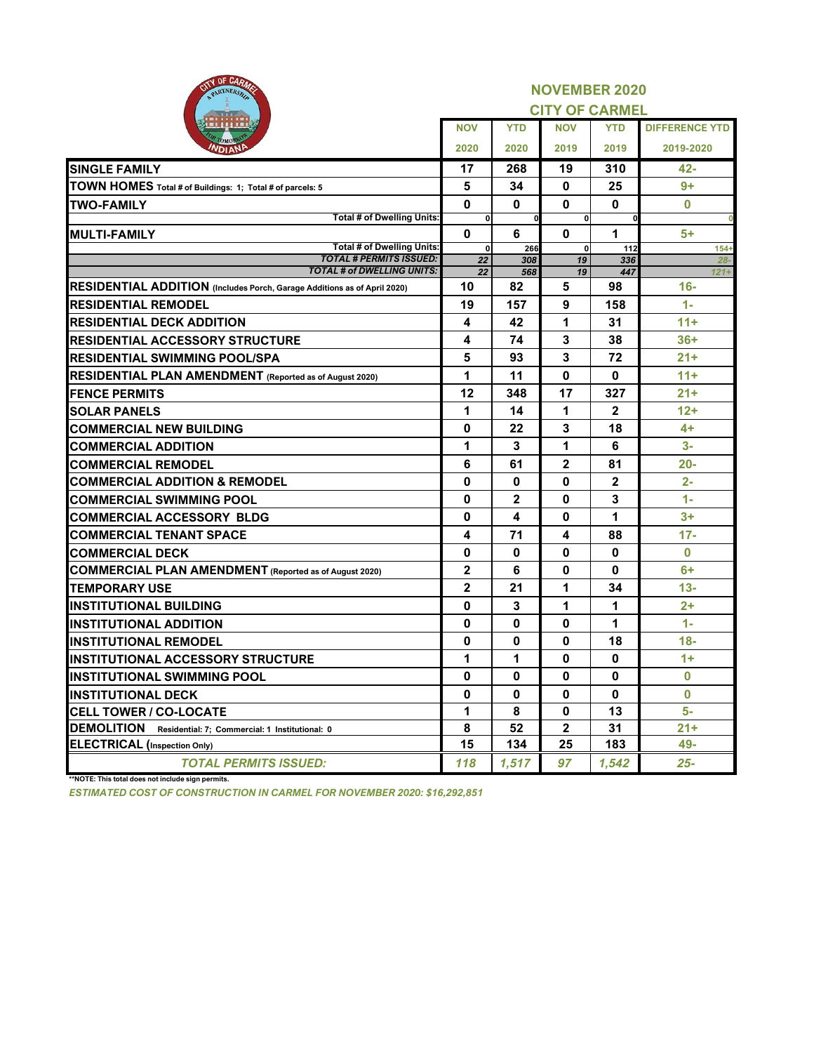## NOVEMBER 2020

## CITY OF CARMEL

| | NOV 2020 | YTD 2020 | NOV 2019 | YTD 2019 | DIFFERENCE YTD 2019-2020 |
|---|---|---|---|---|---|
| SINGLE FAMILY | 17 | 268 | 19 | 310 | 42- |
| TOWN HOMES Total # of Buildings: 1; Total # of parcels: 5 | 5 | 34 | 0 | 25 | 9+ |
| TWO-FAMILY | 0 | 0 | 0 | 0 | 0 |
| Total # of Dwelling Units: | 0 | 0 | 0 | 0 | 0 |
| MULTI-FAMILY | 0 | 6 | 0 | 1 | 5+ |
| Total # of Dwelling Units: | 0 | 266 | 0 | 112 | 154+ |
| *TOTAL # PERMITS ISSUED:* | *22* | *308* | *19* | *336* | *28-* |
| *TOTAL # of DWELLING UNITS:* | *22* | *568* | *19* | *447* | *121+* |
| RESIDENTIAL ADDITION (Includes Porch, Garage Additions as of April 2020) | 10 | 82 | 5 | 98 | 16- |
| RESIDENTIAL REMODEL | 19 | 157 | 9 | 158 | 1- |
| RESIDENTIAL DECK ADDITION | 4 | 42 | 1 | 31 | 11+ |
| RESIDENTIAL ACCESSORY STRUCTURE | 4 | 74 | 3 | 38 | 36+ |
| RESIDENTIAL SWIMMING POOL/SPA | 5 | 93 | 3 | 72 | 21+ |
| RESIDENTIAL PLAN AMENDMENT (Reported as of August 2020) | 1 | 11 | 0 | 0 | 11+ |
| FENCE PERMITS | 12 | 348 | 17 | 327 | 21+ |
| SOLAR PANELS | 1 | 14 | 1 | 2 | 12+ |
| COMMERCIAL NEW BUILDING | 0 | 22 | 3 | 18 | 4+ |
| COMMERCIAL ADDITION | 1 | 3 | 1 | 6 | 3- |
| COMMERCIAL REMODEL | 6 | 61 | 2 | 81 | 20- |
| COMMERCIAL ADDITION & REMODEL | 0 | 0 | 0 | 2 | 2- |
| COMMERCIAL SWIMMING POOL | 0 | 2 | 0 | 3 | 1- |
| COMMERCIAL ACCESSORY BLDG | 0 | 4 | 0 | 1 | 3+ |
| COMMERCIAL TENANT SPACE | 4 | 71 | 4 | 88 | 17- |
| COMMERCIAL DECK | 0 | 0 | 0 | 0 | 0 |
| COMMERCIAL PLAN AMENDMENT (Reported as of August 2020) | 2 | 6 | 0 | 0 | 6+ |
| TEMPORARY USE | 2 | 21 | 1 | 34 | 13- |
| INSTITUTIONAL BUILDING | 0 | 3 | 1 | 1 | 2+ |
| INSTITUTIONAL ADDITION | 0 | 0 | 0 | 1 | 1- |
| INSTITUTIONAL REMODEL | 0 | 0 | 0 | 18 | 18- |
| INSTITUTIONAL ACCESSORY STRUCTURE | 1 | 1 | 0 | 0 | 1+ |
| INSTITUTIONAL SWIMMING POOL | 0 | 0 | 0 | 0 | 0 |
| INSTITUTIONAL DECK | 0 | 0 | 0 | 0 | 0 |
| CELL TOWER / CO-LOCATE | 1 | 8 | 0 | 13 | 5- |
| DEMOLITION Residential: 7; Commercial: 1 Institutional: 0 | 8 | 52 | 2 | 31 | 21+ |
| ELECTRICAL (Inspection Only) | 15 | 134 | 25 | 183 | 49- |
| *TOTAL PERMITS ISSUED:* | *118* | *1,517* | *97* | *1,542* | *25-* |

**NOTE: This total does not include sign permits.

*ESTIMATED COST OF CONSTRUCTION IN CARMEL FOR NOVEMBER 2020: $16,292,851*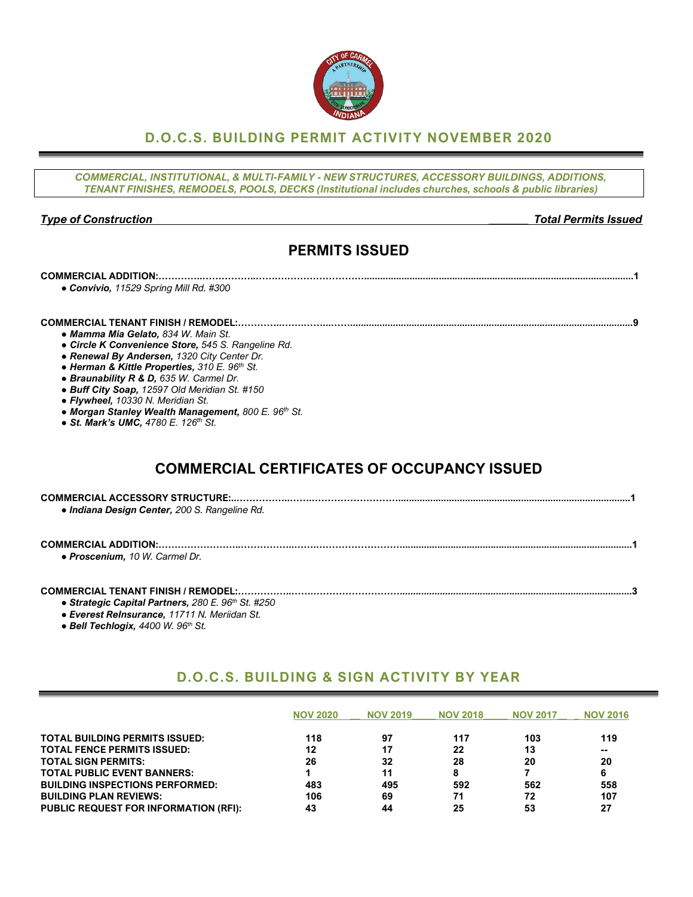# D.O.C.S. BUILDING PERMIT ACTIVITY NOVEMBER 2020

*COMMERCIAL, INSTITUTIONAL, & MULTI-FAMILY - NEW STRUCTURES, ACCESSORY BUILDINGS, ADDITIONS, TENANT FINISHES, REMODELS, POOLS, DECKS (Institutional includes churches, schools & public libraries)*

***Type of Construction*** — ***Total Permits Issued***

## PERMITS ISSUED

**COMMERCIAL ADDITION:** ........ **1**

- ***Convivio,*** *11529 Spring Mill Rd. #300*

**COMMERCIAL TENANT FINISH / REMODEL:** ........ **9**

- ***Mamma Mia Gelato,*** *834 W. Main St.*
- ***Circle K Convenience Store,*** *545 S. Rangeline Rd.*
- ***Renewal By Andersen,*** *1320 City Center Dr.*
- ***Herman & Kittle Properties,*** *310 E. 96th St.*
- ***Braunability R & D,*** *635 W. Carmel Dr.*
- ***Buff City Soap,*** *12597 Old Meridian St. #150*
- ***Flywheel,*** *10330 N. Meridian St.*
- ***Morgan Stanley Wealth Management,*** *800 E. 96th St.*
- ***St. Mark's UMC,*** *4780 E. 126th St.*

## COMMERCIAL CERTIFICATES OF OCCUPANCY ISSUED

**COMMERCIAL ACCESSORY STRUCTURE:** ........ **1**

- ***Indiana Design Center,*** *200 S. Rangeline Rd.*

**COMMERCIAL ADDITION:** ........ **1**

- ***Proscenium,*** *10 W. Carmel Dr.*

**COMMERCIAL TENANT FINISH / REMODEL:** ........ **3**

- ***Strategic Capital Partners,*** *280 E. 96th St. #250*
- ***Everest ReInsurance,*** *11711 N. Meriidan St.*
- ***Bell Techlogix,*** *4400 W. 96th St.*

## D.O.C.S. BUILDING & SIGN ACTIVITY BY YEAR

| | NOV 2020 | NOV 2019 | NOV 2018 | NOV 2017 | NOV 2016 |
|---|---|---|---|---|---|
| **TOTAL BUILDING PERMITS ISSUED:** | **118** | **97** | **117** | **103** | **119** |
| **TOTAL FENCE PERMITS ISSUED:** | **12** | **17** | **22** | **13** | **--** |
| **TOTAL SIGN PERMITS:** | **26** | **32** | **28** | **20** | **20** |
| **TOTAL PUBLIC EVENT BANNERS:** | **1** | **11** | **8** | **7** | **6** |
| **BUILDING INSPECTIONS PERFORMED:** | **483** | **495** | **592** | **562** | **558** |
| **BUILDING PLAN REVIEWS:** | **106** | **69** | **71** | **72** | **107** |
| **PUBLIC REQUEST FOR INFORMATION (RFI):** | **43** | **44** | **25** | **53** | **27** |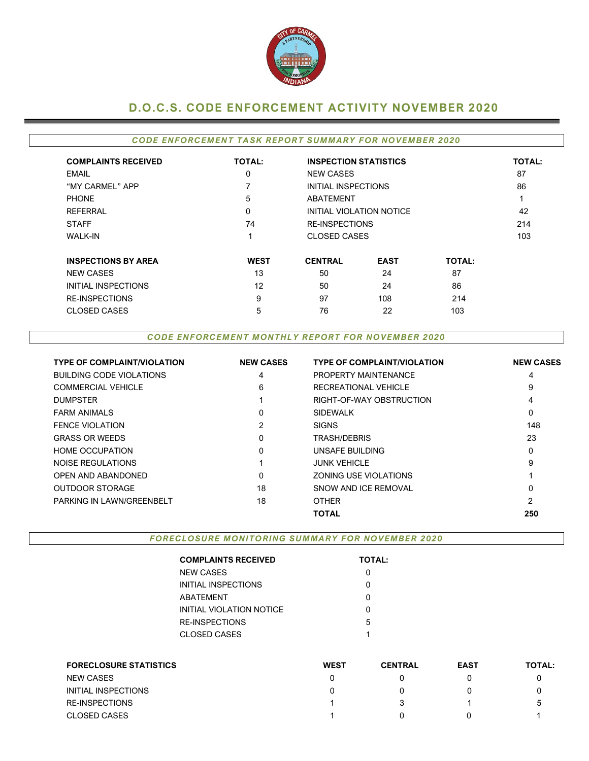# D.O.C.S. CODE ENFORCEMENT ACTIVITY NOVEMBER 2020

## *CODE ENFORCEMENT TASK REPORT SUMMARY FOR NOVEMBER 2020*

| COMPLAINTS RECEIVED | TOTAL: | INSPECTION STATISTICS | TOTAL: |
|---|---|---|---|
| EMAIL | 0 | NEW CASES | 87 |
| "MY CARMEL" APP | 7 | INITIAL INSPECTIONS | 86 |
| PHONE | 5 | ABATEMENT | 1 |
| REFERRAL | 0 | INITIAL VIOLATION NOTICE | 42 |
| STAFF | 74 | RE-INSPECTIONS | 214 |
| WALK-IN | 1 | CLOSED CASES | 103 |

| INSPECTIONS BY AREA | WEST | CENTRAL | EAST | TOTAL: |
|---|---|---|---|---|
| NEW CASES | 13 | 50 | 24 | 87 |
| INITIAL INSPECTIONS | 12 | 50 | 24 | 86 |
| RE-INSPECTIONS | 9 | 97 | 108 | 214 |
| CLOSED CASES | 5 | 76 | 22 | 103 |

## *CODE ENFORCEMENT MONTHLY REPORT FOR NOVEMBER 2020*

| TYPE OF COMPLAINT/VIOLATION | NEW CASES | TYPE OF COMPLAINT/VIOLATION | NEW CASES |
|---|---|---|---|
| BUILDING CODE VIOLATIONS | 4 | PROPERTY MAINTENANCE | 4 |
| COMMERCIAL VEHICLE | 6 | RECREATIONAL VEHICLE | 9 |
| DUMPSTER | 1 | RIGHT-OF-WAY OBSTRUCTION | 4 |
| FARM ANIMALS | 0 | SIDEWALK | 0 |
| FENCE VIOLATION | 2 | SIGNS | 148 |
| GRASS OR WEEDS | 0 | TRASH/DEBRIS | 23 |
| HOME OCCUPATION | 0 | UNSAFE BUILDING | 0 |
| NOISE REGULATIONS | 1 | JUNK VEHICLE | 9 |
| OPEN AND ABANDONED | 0 | ZONING USE VIOLATIONS | 1 |
| OUTDOOR STORAGE | 18 | SNOW AND ICE REMOVAL | 0 |
| PARKING IN LAWN/GREENBELT | 18 | OTHER | 2 |
| | | **TOTAL** | **250** |

## *FORECLOSURE MONITORING SUMMARY FOR NOVEMBER 2020*

| COMPLAINTS RECEIVED | TOTAL: |
|---|---|
| NEW CASES | 0 |
| INITIAL INSPECTIONS | 0 |
| ABATEMENT | 0 |
| INITIAL VIOLATION NOTICE | 0 |
| RE-INSPECTIONS | 5 |
| CLOSED CASES | 1 |

| FORECLOSURE STATISTICS | WEST | CENTRAL | EAST | TOTAL: |
|---|---|---|---|---|
| NEW CASES | 0 | 0 | 0 | 0 |
| INITIAL INSPECTIONS | 0 | 0 | 0 | 0 |
| RE-INSPECTIONS | 1 | 3 | 1 | 5 |
| CLOSED CASES | 1 | 0 | 0 | 1 |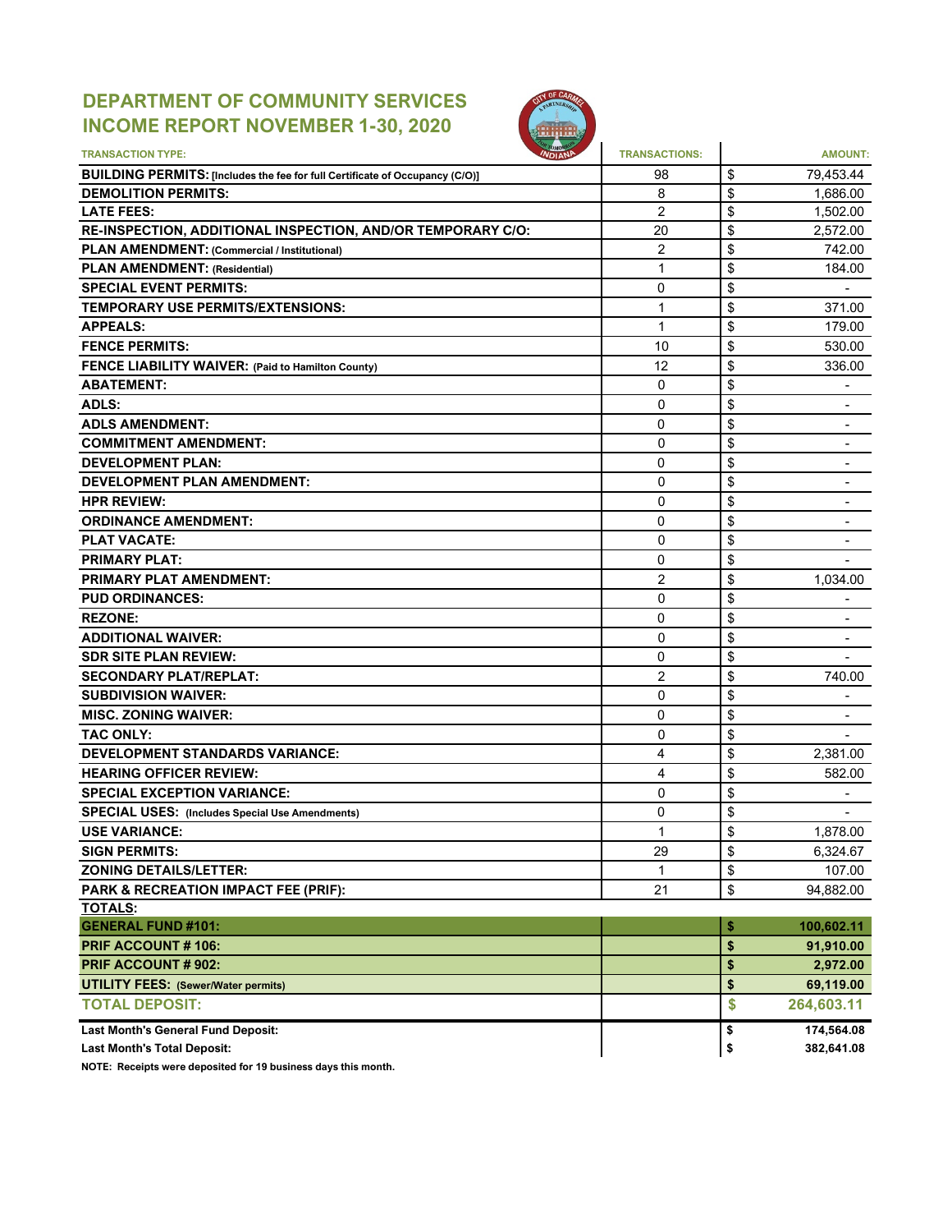# DEPARTMENT OF COMMUNITY SERVICES
## INCOME REPORT NOVEMBER 1-30, 2020

| TRANSACTION TYPE: | TRANSACTIONS: | AMOUNT: |
|---|---|---|
| **BUILDING PERMITS:** [Includes the fee for full Certificate of Occupancy (C/O)] | 98 | $ 79,453.44 |
| **DEMOLITION PERMITS:** | 8 | $ 1,686.00 |
| **LATE FEES:** | 2 | $ 1,502.00 |
| **RE-INSPECTION, ADDITIONAL INSPECTION, AND/OR TEMPORARY C/O:** | 20 | $ 2,572.00 |
| **PLAN AMENDMENT:** (Commercial / Institutional) | 2 | $ 742.00 |
| **PLAN AMENDMENT:** (Residential) | 1 | $ 184.00 |
| **SPECIAL EVENT PERMITS:** | 0 | $ - |
| **TEMPORARY USE PERMITS/EXTENSIONS:** | 1 | $ 371.00 |
| **APPEALS:** | 1 | $ 179.00 |
| **FENCE PERMITS:** | 10 | $ 530.00 |
| **FENCE LIABILITY WAIVER:** (Paid to Hamilton County) | 12 | $ 336.00 |
| **ABATEMENT:** | 0 | $ - |
| **ADLS:** | 0 | $ - |
| **ADLS AMENDMENT:** | 0 | $ - |
| **COMMITMENT AMENDMENT:** | 0 | $ - |
| **DEVELOPMENT PLAN:** | 0 | $ - |
| **DEVELOPMENT PLAN AMENDMENT:** | 0 | $ - |
| **HPR REVIEW:** | 0 | $ - |
| **ORDINANCE AMENDMENT:** | 0 | $ - |
| **PLAT VACATE:** | 0 | $ - |
| **PRIMARY PLAT:** | 0 | $ - |
| **PRIMARY PLAT AMENDMENT:** | 2 | $ 1,034.00 |
| **PUD ORDINANCES:** | 0 | $ - |
| **REZONE:** | 0 | $ - |
| **ADDITIONAL WAIVER:** | 0 | $ - |
| **SDR SITE PLAN REVIEW:** | 0 | $ - |
| **SECONDARY PLAT/REPLAT:** | 2 | $ 740.00 |
| **SUBDIVISION WAIVER:** | 0 | $ - |
| **MISC. ZONING WAIVER:** | 0 | $ - |
| **TAC ONLY:** | 0 | $ - |
| **DEVELOPMENT STANDARDS VARIANCE:** | 4 | $ 2,381.00 |
| **HEARING OFFICER REVIEW:** | 4 | $ 582.00 |
| **SPECIAL EXCEPTION VARIANCE:** | 0 | $ - |
| **SPECIAL USES:** (Includes Special Use Amendments) | 0 | $ - |
| **USE VARIANCE:** | 1 | $ 1,878.00 |
| **SIGN PERMITS:** | 29 | $ 6,324.67 |
| **ZONING DETAILS/LETTER:** | 1 | $ 107.00 |
| **PARK & RECREATION IMPACT FEE (PRIF):** | 21 | $ 94,882.00 |
| **TOTALS:** | | |
| **GENERAL FUND #101:** | | **$ 100,602.11** |
| **PRIF ACCOUNT # 106:** | | **$ 91,910.00** |
| **PRIF ACCOUNT # 902:** | | **$ 2,972.00** |
| **UTILITY FEES:** (Sewer/Water permits) | | **$ 69,119.00** |
| **TOTAL DEPOSIT:** | | **$ 264,603.11** |
| **Last Month's General Fund Deposit:** | | **$ 174,564.08** |
| **Last Month's Total Deposit:** | | **$ 382,641.08** |

**NOTE: Receipts were deposited for 19 business days this month.**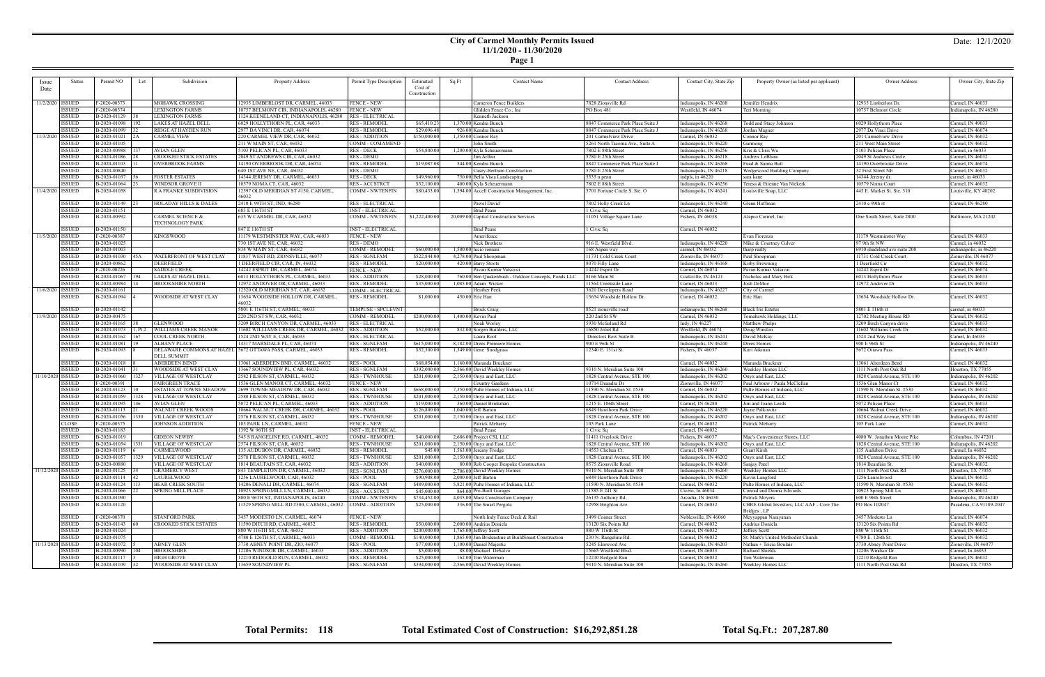# City of Carmel Monthly Permits Issued
## 11/1/2020 - 11/30/2020

Date: 12/1/2020

| Issue Date | Status | Permit NO | Lot | Subdivision | Property Address | Permit Type Description | Estimated Cost of Construction | Sq Ft | Contact Name | Contact Address | Contact City, State Zip | Property Owner (as listed per applicant) | Owner Address | Owner City, State Zip |
|---|---|---|---|---|---|---|---|---|---|---|---|---|---|---|
| 11/2/2020 | ISSUED | F-2020-00373 | | MOHAWK CROSSING | 12935 LIMBERLOST DR, CARMEL, 46033 | FENCE - NEW | | | Cameron Fence Builders | 7828 Zionsville Rd | Indianapolis, IN 46268 | Jennifer Hendrix | 12935 Limberlost Dr. | Carmel, IN 46033 |
| | ISSUED | F-2020-00374 | | LEXINGTON FARMS | 10757 BELMONT CIR, INDIANAPOLIS, 46280 | FENCE - NEW | | | Glidden Fence Co., Inc | PO Box 481 | Westfield, IN 46074 | Teri Morning | 10757 Belmont Circle | Indianapolis, IN 46280 |
| | ISSUED | B-2020-01129 | 38 | LEXINGTON FARMS | 1124 KEENELAND CT, INDIANAPOLIS, 46280 | RES - ELECTRICAL | | | Kenneth Jackson | | | | | |
| | ISSUED | B-2020-01098 | 192 | LAKES AT HAZEL DELL | 6029 HOLLYTHORN PL, CARMEL, 46033 | RES - REMODEL | $65,410.23 | 1,370.00 | Kendra Bunch | 8847 Commerce Park Place Suite J | Indianapolis, IN 46268 | Todd and Stacy Johnson | 6029 Hollythorn Place | Carmel, IN 49033 |
| | ISSUED | B-2020-01099 | 32 | RIDGE AT HAYDEN RUN | 2977 DA VINCI DR, CAR, 46074 | RES - REMODEL | $29,096.48 | 926.00 | Kendra Bunch | 8847 Commerce Park Place Suite J | Indianapolis, IN 46268 | Jordan Magner | 2977 Da Vinci Drive | Carmel, IN 46074 |
| 11/3/2020 | ISSUED | B-2020-01021 | 2A | CARMEL VIEW | 220 CARMEL VIEW DR, CAR, 46032 | RES - ADDITION | $150,000.00 | 1,350.00 | Connor Ray | 201 Carmelview Drive | Carmel, IN 46032 | Connor Ray | 201 Carmelview Drive | Carmel, IN 46032 |
| | ISSUED | B-2020-01105 | | | 211 W MAIN ST, CAR, 46032 | COMM - COMAMEND | | | John Smith | 5261 North Tacoma Ave., Suite A | Indianapolis, IN 46220 | Gamnong | 211 West Main Street | Carmel, IN 46032 |
| | ISSUED | B-2020-00988 | 137 | AVIAN GLEN | 5103 PELICAN PL, CAR, 46033 | RES - DECK | $54,800.00 | 1,200.00 | Kyla Scheuermann | 7802 E 88th Street | Indianapolis, IN 46256 | Kris & Chris Wu | 5103 Pelican Place | Carmel, in 46033 |
| | ISSUED | B-2020-01086 | 28 | CROOKED STICK ESTATES | 2049 ST ANDREWS CIR, CAR, 46032 | RES - DEMO | | | Jim Arthur | 5780 E 25th Street | Indianapolis, IN 46218 | Andrew LeBlanc | 2049 St Andrews Circle | Carmel, IN 46032 |
| | ISSUED | B-2020-01103 | 11 | OVERBROOK FARMS | 14190 OVERBROOK DR, CAR, 46074 | RES - REMODEL | $19,087.08 | 544.00 | Kendra Bunch | 8847 Commerce Park Place Suite J | Indianapolis, IN 46268 | Fuad & Saima Butt | 14190 Overbrooke Drive | Carmel, IN 46074 |
| | ISSUED | B-2020-00840 | | | 640 1ST AVE NE, CAR, 46032 | RES - DEMO | | | Casey-Bertram Construction | 5780 E 25th Street | Indianapolis, IN 46218 | Wedgewood Building Company | 32 First Street NE | Carmel, IN 46032 |
| | ISSUED | B-2020-01037 | 56 | FOSTER ESTATES | 14344 JEREMY DR, CARMEL, 46033 | RES - DECK | $49,960.00 | 750.00 | Bella Vista Landscaping | 5535 n penn | indpls, in 46220 | sara kane | 14344 Jeremy dr. | carmel, in 46033 |
| | ISSUED | B-2020-01064 | 23 | WINDSOR GROVE II | 10579 NOMA CT, CAR, 46032 | RES - ACCSTRCT | $32,100.00 | 400.00 | Kyla Scheuermann | 7802 E 88th Street | Indianapolis, IN 46256 | Teresa & Etienne Van Niekerk | 10579 Noma Court | Carmel, IN 46032 |
| 11/4/2020 | ISSUED | B-2020-01058 | | R A FRANKE SUBDIVISION | 12597 OLD MERIDIAN ST #150, CARMEL, 46032 | COMM - NWTENFIN | $80,433.00 | 1,594.00 | Accell Construction Management, Inc. | 5701 Fortune Circle S. Ste. O | Indianapolis, IN 46241 | Louisville Soap, LLC | 445 E. Market St. Ste. 310 | Louisville, KY 40202 |
| | ISSUED | B-2020-01149 | 23 | HOLADAY HILLS & DALES | 2410 E 99TH ST, IND, 46280 | RES - ELECTRICAL | | | Pawel David | 7802 Holly Creek Ln | Indianapolis, IN 46240 | Glenn Huffman | 2410 e 99th st | Carmel, IN 46280 |
| | ISSUED | B-2020-01151 | | | 683 E 116TH ST | INST - ELECTRICAL | | | Brad Pease | 1 Civic Sq | Carmel, IN 46032 | | | |
| | ISSUED | B-2020-00992 | | CARMEL SCIENCE & TECHNOLOGY PARK | 635 W CARMEL DR, CAR, 46032 | COMM - NWTENFIN | $1,222,400.00 | 20,009.00 | Capitol Construction Services | 11051 Village Square Lane | Fishers, IN 46038 | Atapco Carmel, Inc. | One South Street, Suite 2800 | Baltimore, MA 21202 |
| | ISSUED | B-2020-01150 | | | 847 E 116TH ST | INST - ELECTRICAL | | | Brad Pease | 1 Civic Sq | Carmel, IN 46032 | | | |
| 11/5/2020 | ISSUED | F-2020-00387 | | KINGSWOOD | 11179 WESTMINSTER WAY, CAR, 46033 | FENCE - NEW | | | Amerifence | | | Evan Fiorenza | 11179 Westminster Way | Carmel, IN 46033 |
| | ISSUED | B-2020-01025 | | | 730 1ST AVE NE, CAR, 46032 | RES - DEMO | | | Nick Brothers | 916 E. Westfield Blvd. | Indianapolis, IN 46220 | Mike & Courtney Culver | 97 9th St NW | Carmel, in 46032 |
| | ISSUED | B-2020-01003 | | | 834 W MAIN ST, CAR, 46032 | COMM - REMODEL | $60,000.00 | 1,500.00 | lucio romani | 168 Aspen way | carmel, IN 46032 | tharp realty | 6910 shadeland ave suite 200 | indianapolis, in 46220 |
| | ISSUED | B-2020-01030 | 45A | WATERFRONT OF WEST CLAY | 11837 WEST RD, ZIONSVILLE, 46077 | RES - SGNLFAM | $522,844.00 | 4,278.00 | Paul Shoopman | 11731 Cold Creek Court | Zionsville, IN 46077 | Paul Shoopman | 11731 Cold Creek Court | Zionsville, IN 46077 |
| | ISSUED | B-2020-00862 | | DEERFIELD | 1 DEERFIELD CIR, CAR, IN, 46032 | RES - REMODEL | $20,000.00 | 420.00 | Barry Stoots | 8070 Filly Lane | Indianapolis, IN 46168 | Kirby Browning | 1 Deerfield Cir | Carmel, IN 46032 |
| | ISSUED | F-2020-00226 | | SADDLE CREEK | 14242 ESPRIT DR, CARMEL, 46074 | FENCE - NEW | | | Pavan Kumar Vatsavai | 14242 Esprit Dr | Carmel, IN 46074 | Pavan Kumar Vatsavai | 14242 Esprit Dr | Carmel, IN 46074 |
| | ISSUED | B-2020-01067 | 194 | LAKES AT HAZEL DELL | 6013 HOLLYTHORN PL, CARMEL, 46033 | RES - ADDITION | $28,000.00 | 760.00 | Ben Quakenbush - Outdoor Concepts, Ponds LLC | 8166 Main St | Coatsville, IN 46121 | Nicholas and Mary Birk | 6013 Hollythorn Place | Carmel, IN 46033 |
| | ISSUED | B-2020-00984 | 14 | BROOKSHIRE NORTH | 12972 ANDOVER DR, CARMEL, 46033 | RES - REMODEL | $35,000.00 | 1,085.00 | Adam Wicker | 11564 Creekside Lane | Carmel, IN 46033 | Josh DeMoe | 12972 Andover Dr | Carmel, IN 46033 |
| 11/6/2020 | ISSUED | B-2020-01161 | | | 12520 OLD MERIDIAN ST, CAR, 46032 | COMM - ELECTRICAL | | | Heather Peek | 3620 Developers Road | Indianapolis, IN 46227 | City of Carmel | | |
| | ISSUED | B-2020-01094 | 4 | WOODSIDE AT WEST CLAY | 13654 WOODSIDE HOLLOW DR, CARMEL, 46032 | RES - REMODEL | $1,000.00 | 450.00 | Eric Han | 13654 Woodside Hollow Dr. | Carmel, IN 46032 | Eric Han | 13654 Woodside Hollow Dr. | Carmel, IN 46032 |
| | ISSUED | B-2020-01142 | | | 5801 E 116TH ST, CARMEL, 46033 | TEMPUSE - SPCLEVNT | | | Brock Craig | 8521 zionsville road | indianapolis, IN 46268 | Black Iris Estates | 5801 E 116th st | carmel, in 46033 |
| 11/9/2020 | ISSUED | B-2020-00475 | | | 220 2ND ST SW, CAR, 46032 | COMM - REMODEL | $200,000.00 | 1,400.00 | Kevin Paul | 220 2nd St SW | Carmel, IN 46032 | Tomahawk Holdings, LLC | 12702 Meeting House RD | Carmel, IN 46032 |
| | ISSUED | B-2020-01165 | 38 | GLENWOOD | 3209 BIRCH CANYON DR, CARMEL, 46033 | RES - ELECTRICAL | | | Noah Worley | 5930 Mcfarland Rd | Indy, IN 46227 | Matthew Phelps | 3209 Birch Canyon drive | Carmel, IN 46033 |
| | ISSUED | B-2020-01073 | 1, Pt 2 | WILLIAMS CREEK MANOR | 11602 WILLIAMS CREEK DR, CARMEL, 46032 | RES - ADDITION | $52,000.00 | 832.00 | Sorgen Builders, LLC | 16850 Joliet Rd | Westfield, IN 46074 | Doug Winston | 11602 Williams Creek Dr | Carmel, IN 46032 |
| | ISSUED | B-2020-01162 | 167 | COOL CREEK NORTH | 1524 2ND WAY E, CAR, 46033 | RES - ELECTRICAL | | | Laura Root | Directors Row Suite B | Indianapolis, IN 46241 | David McKay | 1524 2nd Way East | Camel, In 46033 |
| | ISSUED | B-2020-01081 | 19 | ALBANY PLACE | 14317 MARSDALE PL, CAR, 46074 | RES - SGNLFAM | $615,000.00 | 8,182.00 | Drees Premiere Homes | 900 E 96th St. | Indianapolis, IN 46240 | Drees Homes | 900 E 96th St | Indianapolis, IN 46240 |
| | ISSUED | B-2020-01093 | 8 | DELAWARE COMMONS AT HAZEL DELL SUMMIT | 5672 OTTAWA PASS, CARMEL, 46033 | RES - REMODEL | $32,300.00 | 1,349.00 | Gene Snodgrass | 12340 E. 131st St. | Fishers, IN 46037 | Kurt Aikman | 5672 Ottawa Pass | Carmel, IN 46033 |
| | ISSUED | B-2020-01018 | 8 | ABERDEEN BEND | 13061 ABERDEEN BND, CARMEL, 46032 | RES - POOL | $68,854.00 | 1,160.00 | Maranda Brueckner | | Carmel, IN 46032 | Maranda Brueckner | 13061 Aberdeen Bend | Carmel, IN 46032 |
| | ISSUED | B-2020-01041 | 31 | WOODSIDE AT WEST CLAY | 13667 SUNDOWN PL, CAR, 46032 | RES - SGNLFAM | $392,000.00 | 2,566.00 | David Weekley Homes | 9310 N. Meridian Suite 100 | Indianapolis, IN 46260 | Weekley Homes LLC | 1111 North Post Oak Rd | Houston, TX 77055 |
| 11/10/2020 | ISSUED | B-2020-01060 | 1327 | VILLAGE OF WESTCLAY | 2582 FILSON ST, CARMEL, 46032 | RES - TWNHOUSE | $201,000.00 | 2,150.00 | Onyx and East, LLC | 1828 Central Avenue, STE 100 | Indianapolis, IN 46202 | Onyx and East, LLC | 1828 Central Avenue, STE 100 | Indianapolis, IN 46202 |
| | ISSUED | F-2020-00391 | | FAIRGREEN TRACE | 1536 GLEN MANOR CT, CARMEL, 46032 | FENCE - NEW | | | Country Gardens | 10714 Deandra Dr | Zionsville, IN 46077 | Paul Arbonn / Paula McClellan | 1536 Glen Manor Ct | Carmel, IN 46032 |
| | ISSUED | B-2020-01123 | 10 | ESTATES AT TOWNE MEADOW | 2699 TOWNE MEADOW DR, CAR, 46032 | RES - SGNLFAM | $668,000.00 | 7,350.00 | Pulte Homes of Indiana, LLC | 11590 N. Meridian St. #530 | Carmel, IN 46032 | Pulte Homes of Indiana, LLC | 11590 N. Meridian St. #530 | Carmel, IN 46032 |
| | ISSUED | B-2020-01059 | 1328 | VILLAGE OF WESTCLAY | 2580 FILSON ST, CARMEL, 46032 | RES - TWNHOUSE | $201,000.00 | 2,150.00 | Onyx and East, LLC | 1828 Central Avenue, STE 100 | Indianapolis, IN 46202 | Onyx and East, LLC | 1828 Central Avenue, STE 100 | Indianapolis, IN 46202 |
| | ISSUED | B-2020-01095 | 146 | AVIAN GLEN | 5072 PELICAN PL, CARMEL, 46033 | RES - ADDITION | $19,000.00 | 360.00 | Daniel Brinkman | 1215 E. 106th Street | Carmel, IN 46280 | Jim and Joann Leeds | 5072 Pelican Place | Carmel, IN 46033 |
| | ISSUED | B-2020-01113 | 21 | WALNUT CREEK WOODS | 10664 WALNUT CREEK DR, CARMEL, 46032 | RES - POOL | $126,800.00 | 1,040.00 | Jeff Barton | 6849 Hawthorn Park Drive | Indianapolis, IN 46220 | Jayne Palkowitz | 10664 Walnut Creek Drive | Carmel, IN 46032 |
| | ISSUED | B-2020-01056 | 1330 | VILLAGE OF WESTCLAY | 2576 FILSON ST, CARMEL, 46032 | RES - TWNHOUSE | $201,000.00 | 2,150.00 | Onyx and East, LLC | 1828 Central Avenue, STE 100 | Indianapolis, IN 46202 | Onyx and East, LLC | 1828 Central Avenue, STE 100 | Indianapolis, IN 46202 |
| | CLOSE | F-2020-00375 | | JOHNSON ADDITION | 105 PARK LN, CARMEL, 46032 | FENCE - NEW | | | Patrick Meharry | 105 Park Lane | Carmel, IN 46032 | Patrick Meharry | 105 Park Lane | Carmel, IN 46032 |
| | ISSUED | B-2020-01183 | | | 1392 W 96TH ST | INST - ELECTRICAL | | | Brad Pease | 1 Civic Sq | Carmel, IN 46032 | | | |
| | ISSUED | B-2020-01019 | | GIDEON NEWBY | 545 S RANGELINE RD, CARMEL, 46032 | COMM - REMODEL | $40,000.00 | 2,686.00 | Project CSI, LLC | 11411 Overlook Drive | Fishers, IN 46037 | Mac's Convenience Stores, LLC | 4080 W. Jonathon Moore Pike | Columbus, IN 47201 |
| | ISSUED | B-2020-01054 | 1331 | VILLAGE OF WESTCLAY | 2574 FILSON ST, CAR, 46032 | RES - TWNHOUSE | $201,000.00 | 2,150.00 | Onyx and East, LLC | 1828 Central Avenue, STE 100 | Indianapolis, IN 46202 | Onyx and East, LLC | 1828 Central Avenue, STE 100 | Indianapolis, IN 46202 |
| | ISSUED | B-2020-01119 | 6 | CARMELWOOD | 135 AUDUBON DR, CARMEL, 46032 | RES - REMODEL | $45.00 | 1,563.00 | Jeremy Frodge | 14553 Chelsea Ct. | Carmel, IN 46033 | Grant Kirsh | 135 Audubon Drive | Carmel, In 46032 |
| | ISSUED | B-2020-01057 | 1329 | VILLAGE OF WESTCLAY | 2578 FILSON ST, CARMEL, 46032 | RES - TWNHOUSE | $201,000.00 | 2,150.00 | Onyx and East, LLC | 1828 Central Avenue, STE 100 | Indianapolis, IN 46202 | Onyx and East, LLC | 1828 Central Avenue, STE 100 | Indianapolis, IN 46202 |
| | ISSUED | B-2020-00880 | | VILLAGE OF WESTCLAY | 1814 BEAUFAIN ST, CAR, 46032 | RES - ADDITION | $40,000.00 | 80.00 | Rob Cooper Bespoke Construction | 8575 Zionsville Road | Indianapolis, IN 46268 | Sanjay Patel | 1814 Beaufain St. | Carmel, IN 46032 |
| 11/12/2020 | ISSUED | B-2020-01125 | 34 | GRAMERCY WEST | 843 TEMPLETON DR, CARMEL, 46032 | RES - SGNLFAM | $276,000.00 | 2,706.00 | David Weekley Homes | 9310 N. Meridian Suite 100 | Indianapolis, IN 46260 | Weekley Homes LLC | 1111 North Post Oak Rd | Houston, TX 77055 |
| | ISSUED | B-2020-01114 | 42 | LAURELWOOD | 1256 LAURELWOOD, CAR, 46032 | RES - POOL | $90,908.00 | 2,000.00 | Jeff Barton | 6849 Hawthorn Park Drive | Indianapolis, IN 46220 | Kevin Langford | 1256 Laurelwood | Carmel, IN 46032 |
| | ISSUED | B-2020-01124 | 113 | BEAR CREEK SOUTH | 14206 DENALI DR, CARMEL, 46074 | RES - SGNLFAM | $489,000.00 | 5,821.00 | Pulte Homes of Indiana, LLC | 11590 N. Meridian St. #530 | Carmel, IN 46032 | Pulte Homes of Indiana, LLC | 11590 N. Meridian St. #530 | Carmel, IN 46032 |
| | ISSUED | B-2020-01066 | 22 | SPRING MILL PLACE | 10923 SPRINGMILL LN, CARMEL, 46032 | RES - ACCSTRCT | $45,000.00 | 864.00 | Pro-Built Garages | 11885 E 241 St | Cicero, In 46034 | Conrad and Donna Edwards | 10923 Spring Mill Ln | Carmel, IN 46032 |
| | ISSUED | B-2020-01090 | | | 800 E 96TH ST, INDIANAPOLIS, 46240 | COMM - NWTENFIN | $734,452.00 | 4,035.00 | Marz Construction Company | 26135 Anthony Rd. | Arcadia, IN 46030 | Patrick Moyers | 600 E 96th Street | Indianapolis, IN 46240 |
| | ISSUED | B-2020-01120 | | | 11529 SPRING MILL RD #300, CARMEL, 46032 | COMM - ADDITION | $25,000.00 | 336.00 | The Smart Pergola | 12958 Brighton Ave | Carmel, IN 46032 | CBRE Global Investors, LLC AAF - Core The Bridges , LP | PO Box 102047 | Pasadena, CA 91189-2047 |
| | ISSUED | F-2020-00370 | | STANFORD PARK | 3457 MODESTO LN, CARMEL, 46074 | FENCE - NEW | | | North Indy Fence Deck & Rail | 3499 Conner Street | Noblesville, IN 46060 | Meyyappan Narayanan | 3457 Modesto Ln | Carmel, IN 46074 |
| | ISSUED | B-2020-01143 | 60 | CROOKED STICK ESTATES | 11590 DITCH RD, CARMEL, 46032 | RES - REMODEL | $50,000.00 | 2,000.00 | Andrius Doniela | 13120 Six Points Rd | Carmel, IN 46032 | Andrius Doniela | 13120 Six Points Rd | Carmel, IN 46032 |
| | ISSUED | B-2020-01024 | | | 880 W 116TH ST, CAR, 46032 | RES - ADDITION | $200,000.00 | 1,765.00 | Jeffrey Scott | 880 W 116th St | Carmel, IN 46032 | Jeffrey Scott | 880 W 116th St | Carmel, IN 46032 |
| | ISSUED | B-2020-01075 | | | 4780 E 126TH ST, CARMEL, 46033 | COMM - REMODEL | $140,000.00 | 1,865.00 | Jim Bridenstine at BuildSmart Construction | 230 N. Rangeline Rd. | Carmel, IN 46032 | St. Mark's United Methodist Church | 4780 E. 126th St. | Carmel, IN 46032 |
| 11/13/2020 | ISSUED | B-2020-01072 | 5 | ABNEY GLEN | 3730 ABNEY POINT DR, ZIO, 46077 | RES - POOL | $77,000.00 | 1,100.00 | Daniel Majestic | 5245 Elmwood Ave | Indianapolis, IN 46203 | Nathan + Tricia Boulais | 3730 Abney Point Drive | Zionsville, IN 46077 |
| | ISSUED | B-2020-00990 | 104 | BROOKSHIRE | 12206 WINDSOR DR, CARMEL, 46033 | RES - ADDITION | $5,000.00 | 88.00 | Michael DeSalvo | 15665 Westfield Blvd. | Carmel, IN 46033 | Richard Shields | 12206 Windsor Dr | Carmel, In 46033 |
| | ISSUED | B-2020-01117 | 3 | HIGH GROVE | 12210 REDGOLD RUN, CARMEL, 46032 | RES - REMODEL | $25,000.00 | 162.00 | Tim Waterman | 12210 Redgold Run | Carmel, IN 46032 | Tim Waterman | 12210 Redgold Run | Carmel, IN 46032 |
| | ISSUED | B-2020-01109 | 32 | WOODSIDE AT WEST CLAY | 13659 SOUNDVIEW PL | RES - SGNLFAM | $394,000.00 | 2,566.00 | David Weekley Homes | 9310 N. Meridian Suite 100 | Indianapolis, IN 46260 | Weekley Homes LLC | 1111 North Post Oak Rd | Houston, TX 77055 |

**Total Permits: 118** **Total Estimated Cost of Construction: $16,292,851.28** **Total Sq.Ft.: 207,287.80**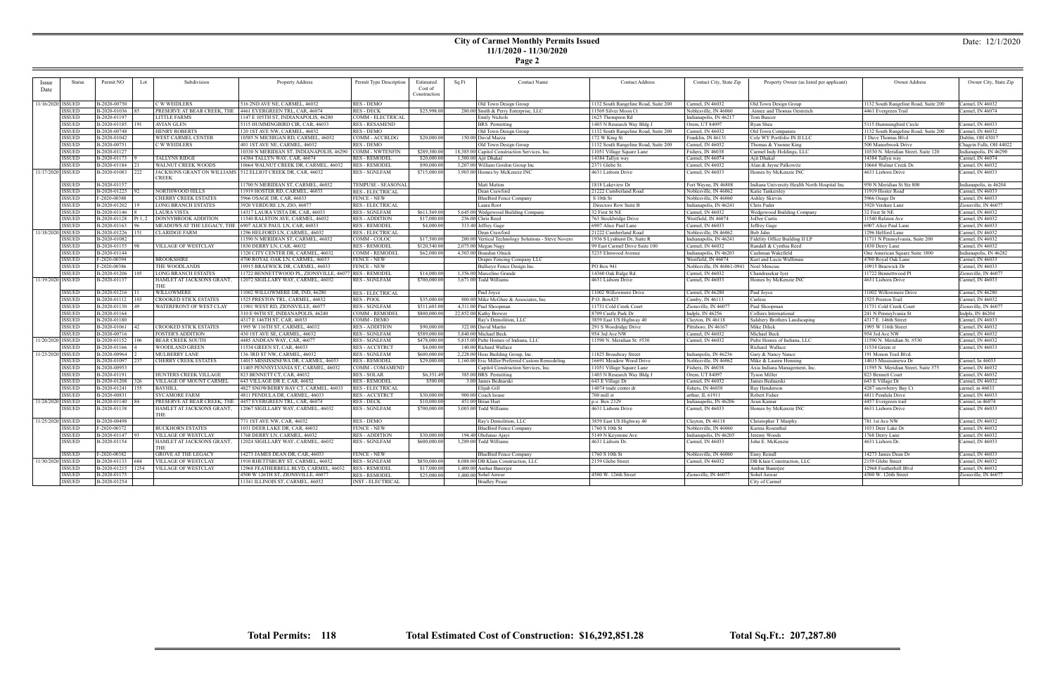# City of Carmel Monthly Permits Issued
## 11/1/2020 - 11/30/2020

Date: 12/1/2020

| Issue Date | Status | Permit NO | Lot | Subdivision | Property Address | Permit Type Description | Estimated Cost of Construction | Sq Ft | Contact Name | Contact Address | Contact City, State Zip | Property Owner (as listed per applicant) | Owner Address | Owner City, State Zip |
|---|---|---|---|---|---|---|---|---|---|---|---|---|---|---|
| 11/16/2020 | ISSUED | B-2020-00750 | | C W WEIDLERS | 516 2ND AVE NE, CARMEL, 46032 | RES - DEMO | | | Old Town Design Group | 1132 South Rangeline Road, Suite 200 | Carmel, IN 46032 | Old Town Design Group | 1132 South Rangeline Road, Suite 200 | Carmel, IN 46032 |
| | ISSUED | B-2020-01036 | 85 | PRESERVE AT BEAR CREEK, THE | 4461 EVERGREEN TRL, CAR, 46074 | RES - DECK | $25,998.00 | 280.00 | Smith & Perry Enterprise, LLC | 11569 Silver Moon Ct | Noblesville, IN 46060 | Aimee and Thomas Oestreich | 4461 Evergreen Trail | Carmel, IN 46074 |
| | ISSUED | B-2020-01197 | | LITTLE FARMS | 1147 E 105TH ST, INDIANAPOLIS, 46280 | COMM - ELECTRICAL | | | Emily Nichols | 1625 Thompson Rd | Indianapolis, IN 46217 | Tom Buscor | | |
| | ISSUED | B-2020-01185 | 191 | AVIAN GLEN | 5115 HUMMINGBIRD CIR, CAR, 46033 | RES - RESAMEND | | | BRS Permitting | 1403 N Research Way Bldg J | Orem, UT 84097 | Ryan Shea | 5115 Hummingbird Circle | Carmel, IN 46033 |
| | ISSUED | B-2020-00748 | | HENRY ROBERTS | 120 1ST AVE NW, CARMEL, 46032 | RES - DEMO | | | Old Town Design Group | 1132 South Rangeline Road, Suite 200 | Carmel, IN 46032 | Old Town Companies | 1132 South Rangeline Road, Suite 200 | Carmel, IN 46032 |
| | ISSUED | B-2020-01042 | | WEST CARMEL CENTER | 10585 N MICHIGAN RD, CARMEL, 46032 | COMM - ACCBLDG | $20,000.00 | 150.00 | David Mazza | 172 W King St | Franklin, IN 46131 | Cole WY Portfolio IN II LLC | 1 Dave Thomas Blvd | Dublin, OH 43017 |
| | ISSUED | B-2020-00751 | | C W WEIDLERS | 401 1ST AVE NE, CARMEL, 46032 | RES - DEMO | | | Old Town Design Group | 1132 South Rangeline Road, Suite 200 | Carmel, IN 46032 | Thomas & Yvonne King | 500 Maplebrook Drive | Chagrin Falls, OH 44022 |
| | ISSUED | B-2020-01127 | | | 10330 N MERIDIAN ST, INDIANAPOLIS, 46290 | COMM - NWTENFIN | $289,300.00 | 18,385.00 | Capitol Construction Services, Inc. | 11051 Village Square Lane | Fishers, IN 46038 | Carmel Indy Holdings, LLC | 10330 N. Meridian Street, Suite 120 | Indianapolis, IN 46290 |
| | ISSUED | B-2020-01173 | 9 | TALLYNS RIDGE | 14384 TALLYN WAY, CAR, 46074 | RES - REMODEL | $20,000.00 | 1,500.00 | Ajit Dhakal | 14384 Tallyn way | Carmel, IN 46074 | Ajit Dhakal | 14384 Tallyn way | Carmel, IN 46074 |
| | ISSUED | B-2020-01184 | 21 | WALNUT CREEK WOODS | 10664 WALNUT CREEK DR, CARMEL, 46032 | RES - REMODEL | $90,000.00 | 3,207.00 | William Gordon Group Inc | 2371 Glebe St. | Carmel, IN 46032 | Alan & Jayne Palkowitz | 10664 Walnut Creek Dr. | Carmel, IN 46032 |
| 11/17/2020 | ISSUED | B-2020-01083 | 222 | JACKSONS GRANT ON WILLIAMS CREEK | 512 ELLIOT CREEK DR, CAR, 46032 | RES - SGNLFAM | $715,000.00 | 3,903.00 | Homes by McKenzie INC | 4631 Lisborn Drive | Carmel, IN 46033 | Homes by McKenzie INC | 4631 Lisborn Drive | Carmel, IN 46033 |
| | ISSUED | B-2020-01157 | | | 11700 N MERIDIAN ST, CARMEL, 46032 | TEMPUSE - SEASONAL | | | Matt Mutton | 1818 Lakeview Dr | Fort Wayne, IN 46808 | Indiana University Health North Hospital Inc | 950 N Meridian St Ste 800 | Indianapolis, in 46204 |
| | ISSUED | B-2020-01225 | 92 | NORTHWOOD HILLS | 11919 HOSTER RD, CARMEL, 46033 | RES - ELECTRICAL | | | Dean Crawford | 21222 Cumberland Road | Noblesville, IN 46062 | Katie Tankersley | 11919 Hoster Road | Carmel, IN 46033 |
| | ISSUED | F-2020-00388 | | CHERRY CREEK ESTATES | 5966 OSAGE DR, CAR, 46033 | FENCE - NEW | | | BlueBird Fence Company | S 10th St | Noblesville, IN 46060 | Ashley Skirvin | 5966 Osage Dr | Carmel, IN 46033 |
| | ISSUED | B-2020-01202 | 19 | LONG BRANCH ESTATES | 3920 VERDURE LN, ZIO, 46077 | RES - ELECTRICAL | | | Laura Root | Directors Row Suite B | Indianapolis, IN 46241 | Chris Pader | 3920 Verdure Lane | Zionsville, IN 46077 |
| | ISSUED | B-2020-01146 | 8 | LAURA VISTA | 14317 LAURA VISTA DR, CAR, 46033 | RES - SGNLFAM | $611,569.00 | 5,645.00 | Wedgewood Building Company | 32 First St NE | Carmel, IN 46032 | Wedgewood Building Company | 32 First St NE | Carmel, IN 46032 |
| | ISSUED | B-2020-01128 | Pt 1, 2 | DONNYBROOK ADDITION | 11540 RALSTON AVE, CARMEL, 46032 | RES - ADDITION | $17,000.00 | 256.00 | Chris Reed | 763 Stockbridge Drive | Westfield, IN 46074 | JoDee Curtis | 11540 Ralston Ave | Carmel, IN 46032 |
| | ISSUED | B-2020-01163 | 96 | MEADOWS AT THE LEGACY, THE | 6907 ALICE PAUL LN, CAR, 46033 | RES - REMODEL | $4,000.00 | 313.40 | Jeffrey Gage | 6907 Alice Paul Lane | Carmel, IN 46033 | Jeffrey Gage | 6907 Alice Paul Lane | Carmel, IN 46033 |
| 11/18/2020 | ISSUED | B-2020-01226 | 151 | CLARIDGE FARM | 1296 HELFORD LN, CARMEL, 46032 | RES - ELECTRICAL | | | Dean Crawford | 21222 Cumberland Road | Noblesville, IN 46062 | Bob Jahn | 1296 Helford Lane | Carmel, IN 46032 |
| | ISSUED | B-2020-01082 | | | 11590 N MERIDIAN ST, CARMEL, 46032 | COMM - COLOC | $17,500.00 | 200.00 | Vertical Technology Solutions - Steve Novero | 1936 S Lynhurst Dr, Suite R | Indianapolis, IN 46241 | Fidelity Office Building II LP | 11711 N Pennsylvania, Suite 200 | Carmel, IN 46032 |
| | ISSUED | B-2020-01155 | 98 | VILLAGE OF WESTCLAY | 1830 DERRY LN, CAR, 46032 | RES - REMODEL | $120,540.00 | 2,075.00 | Megan Nagy | 99 East Carmel Drive Suite 100 | Carmel, IN 46032 | Randall & Cynthia Reed | 1830 Derry Lane | Carmel, IN 46032 |
| | ISSUED | B-2020-01144 | | | 1320 CITY CENTER DR, CARMEL, 46032 | COMM - REMODEL | $62,000.00 | 4,503.00 | Brandon Obuck | 5235 Elmwood Avenue | Indianapolis, IN 46203 | Cushman Wakefield | One American Square Suite 1800 | Indianapolis, IN 46282 |
| | ISSUED | F-2020-00394 | | BROOKSHIRE | 4700 ROYAL OAK LN, CARMEL, 46033 | FENCE - NEW | | | Draper Fencing Company LLC | | Westfield, IN 46074 | Kurt and Lucie Wulliman | 4700 Royal Oak Lane | Carmel, IN 46033 |
| | ISSUED | F-2020-00386 | | THE WOODLANDS | 10915 BRAEWICK DR, CARMEL, 46033 | FENCE - NEW | | | Bullseye Fence Design Inc. | PO Box 941 | Noblesville, IN 46061-0941 | Noel Mencias | 10915 Braewick Dr | Carmel, IN 46033 |
| | ISSUED | B-2020-01206 | 105 | LONG BRANCH ESTATES | 11722 BENNETTWOOD PL, ZIONSVILLE, 46077 | RES - REMODEL | $14,000.00 | 1,356.00 | Marcelino Grande | 14360 Oak Ridge Rd. | Carmel, IN 46032 | Chandrasekar Iyer | 11722 Bennettwood Pl | Zionsville, IN 46077 |
| 11/19/2020 | ISSUED | B-2020-01137 | | HAMLET AT JACKSONS GRANT, THE | 12072 SIGILLARY WAY, CARMEL, 46032 | RES - SGNLFAM | $700,000.00 | 3,671.00 | Todd Williams | 4631 Lisborn Drive | Carmel, IN 46033 | Homes by McKenzie INC | 4631 Lisborn Drive | Carmel, IN 46033 |
| | ISSUED | B-2020-01216 | 11 | WILLOWMERE | 11002 WILLOWMERE DR, IND, 46280 | RES - ELECTRICAL | | | Paul Joyce | 11002 Willowmere Drive | Carmel, IN 46280 | Paul Joyce | 11002 Willowmere Drive | Carmel, IN 46280 |
| | ISSUED | B-2020-01112 | 103 | CROOKED STICK ESTATES | 1525 PRESTON TRL, CARMEL, 46032 | RES - POOL | $35,000.00 | 800.00 | Mike McGhee & Associates, Inc | P.O. Box425 | Camby, IN 46113 | Curless | 1525 Preston Trail | Carmel, IN 46032 |
| | ISSUED | B-2020-01130 | 49 | WATERFRONT OF WEST CLAY | 11901 WEST RD, ZIONSVILLE, 46077 | RES - SGNLFAM | $511,603.00 | 4,311.00 | Paul Shoopman | 11731 Cold Creek Court | Zionsville, IN 46077 | Paul Shoopman | 11731 Cold Creek Court | Zionsville, IN 46077 |
| | ISSUED | B-2020-01164 | | | 310 E 96TH ST, INDIANAPOLIS, 46240 | COMM - REMODEL | $800,000.00 | 22,852.00 | Kathy Brewer | 8709 Castle Park Dr | Indpls, IN 46256 | Colliers International | 241 N Pennsylvania St | Indpls, IN 46204 |
| | ISSUED | B-2020-01180 | | | 4317 E 146TH ST, CAR, 46033 | COMM - DEMO | | | Ray's Demolition, LLC | 3859 East US Highway 40 | Clayton, IN 46118 | Salsbery Brothers Landscaping | 4317 E. 146th Street | Carmel, IN 46033 |
| | ISSUED | B-2020-01061 | 42 | CROOKED STICK ESTATES | 1995 W 116TH ST, CARMEL, 46032 | RES - ADDITION | $90,000.00 | 322.00 | David Martin | 291 S Woodridge Drive | Pittsboro, IN 46167 | Mike Dilick | 1995 W 116th Street | Carmel, IN 46032 |
| | ISSUED | B-2020-00716 | | FOSTER'S ADDITION | 430 1ST AVE SE, CARMEL, 46032 | RES - SGNLFAM | $589,000.00 | 3,840.00 | Michael Beck | 954 3rd Ave NW | Carmel, IN 46032 | Michael Beck | 954 3rd Ave NW | Carmel, IN 46032 |
| 11/20/2020 | ISSUED | B-2020-01152 | 106 | BEAR CREEK SOUTH | 4485 ANDEAN WAY, CAR, 46077 | RES - SGNLFAM | $478,000.00 | 5,815.00 | Pulte Homes of Indiana, LLC | 11590 N. Meridian St. #530 | Carmel, IN 46032 | Pulte Homes of Indiana, LLC | 11590 N. Meridian St. #530 | Carmel, IN 46032 |
| | ISSUED | B-2020-01166 | 4 | WOODLAND GREEN | 11534 GREEN ST, CAR, 46033 | RES - ACCSTRCT | $4,000.00 | 140.00 | Richard Wallace | | | Richard Wallace | 11534 Green st | Carmel, IN 46033 |
| 11/23/2020 | ISSUED | B-2020-00964 | 2 | MULBERRY LANE | 136 3RD ST NW, CARMEL, 46032 | RES - SGNLFAM | $600,000.00 | 2,228.00 | Hoss Building Group, Inc. | 11825 Broadway Street | Indianapolis, IN 46236 | Gary & Nancy Nance | 191 Monon Trail Blvd. | Carmel, IN 46032 |
| | ISSUED | B-2020-01097 | 237 | CHERRY CREEK ESTATES | 14015 MISSISSINEWA DR, CARMEL, 46033 | RES - REMODEL | $29,000.00 | 1,160.00 | Eric Miller/Preferred Custom Remodeling | 16691 Meadow Wood Drive | Noblesville, IN 46062 | Mike & Lauren Henning | 14015 Mississinewa Dr | Carmel, In 46033 |
| | ISSUED | B-2020-00953 | | | 11405 PENNSYLVANIA ST, CARMEL, 46032 | COMM - COMAMEND | | | Capitol Construction Services, Inc. | 11051 Village Square Lane | Fishers, IN 46038 | Axia Indiana Management, Inc. | 11595 N. Meridian Street, Suite 375 | Carmel, IN 46032 |
| | ISSUED | B-2020-01191 | | HUNTERS CREEK VILLAGE | 823 BENNETT CT, CAR, 46032 | RES - SOLAR | $6,351.49 | 385.00 | BRS Permitting | 1403 N Research Way Bldg J | Orem, UT 84097 | Tyson Miller | 823 Bennett Court | Carmel, IN 46032 |
| | ISSUED | B-2020-01208 | 326 | VILLAGE OF MOUNT CARMEL | 643 VILLAGE DR E, CAR, 46032 | RES - REMODEL | $500.00 | 3.00 | James Bednarski | 643 E Village Dr | Carmel, IN 46032 | James Bednarski | 643 E Village Dr | Carmel, IN 46032 |
| | ISSUED | B-2020-01241 | 155 | BAYHILL | 4827 SNOWBERRY BAY CT, CARMEL, 46033 | RES - ELECTRICAL | | | Elijah Gill | 14074 trade center dr | fishers, IN 46038 | Ray Henderson | 4287 snowberry Bay Ct | carmel, in 46033 |
| | ISSUED | B-2020-00831 | | SYCAMORE FARM | 4811 PENDULA DR, CARMEL, 46033 | RES - ACCSTRCT | $30,000.00 | 900.00 | Coach house | 700 mill st | arthur, IL 61911 | Robert Fisher | 4811 Pendula Drive | Carmel, IN 46033 |
| 11/24/2020 | ISSUED | B-2020-01140 | 84 | PRESERVE AT BEAR CREEK, THE | 4457 EVERGREEN TRL, CAR, 46074 | RES - DECK | $10,000.00 | 451.00 | Brian Hart | p.o. Box 2329 | Indianapolis, IN 46206 | Arun Kumar | 4457 Evergreen trail | Carmel, in 46074 |
| | ISSUED | B-2020-01138 | | HAMLET AT JACKSONS GRANT, THE | 12067 SIGILLARY WAY, CARMEL, 46032 | RES - SGNLFAM | $700,000.00 | 3,003.00 | Todd Williams | 4631 Lisborn Drive | Carmel, IN 46033 | Homes by McKenzie INC | 4631 Lisborn Drive | Carmel, IN 46033 |
| 11/25/2020 | ISSUED | B-2020-00498 | | | 771 1ST AVE NW, CAR, 46032 | RES - DEMO | | | Ray's Demolition, LLC | 3859 East US Highway 40 | Clayton, IN 46118 | Christopher T Murphy | 781 1st Ave NW | Carmel, IN 46032 |
| | ISSUED | F-2020-00372 | | BUCKHORN ESTATES | 1031 DEER LAKE DR, CAR, 46032 | FENCE - NEW | | | BlueBird Fence Company | 1760 S 10th St | Noblesville, IN 46060 | Karina Rosenthal | 1031 Deer Lake Dr | Carmel, IN 46032 |
| | ISSUED | B-2020-01147 | 93 | VILLAGE OF WESTCLAY | 1768 DERRY LN, CARMEL, 46032 | RES - ADDITION | $30,000.00 | 194.40 | Olufunso Ajayi | 5149 N Keystone Ave | Indianapolis, IN 46205 | Jeremy Woods | 1768 Derry Lane | Carmel, IN 46032 |
| | ISSUED | B-2020-01154 | | HAMLET AT JACKSONS GRANT, THE | 12024 SIGILLARY WAY, CARMEL, 46032 | RES - SGNLFAM | $600,000.00 | 3,289.00 | Todd Williams | 4631 Lisborn Dr. | Carmel, IN 46033 | John E. McKenzie | 4631 Lisborn Dr. | Carmel, IN 46033 |
| | ISSUED | F-2020-00382 | | GROVE AT THE LEGACY | 14273 JAMES DEAN DR, CAR, 46033 | FENCE - NEW | | | BlueBird Fence Company | 1760 S 10th St | Noblesville, IN 46060 | Emy Reindl | 14273 James Dean Dr | Carmel, IN 46033 |
| 11/30/2020 | ISSUED | B-2020-01133 | 684 | VILLAGE OF WESTCLAY | 1910 RHETTSBURY ST, CARMEL, 46032 | RES - SGNLFAM | $850,000.00 | 8,088.00 | DB Klain Construction, LLC | 2159 Glebe Street | Carmel, IN 46032 | DB Klain Construction, LLC | 2159 Glebe Street | Carmel, IN 46032 |
| | ISSUED | B-2020-01215 | 1254 | VILLAGE OF WESTCLAY | 12968 FEATHERBELL BLVD, CARMEL, 46032 | RES - REMODEL | $17,000.00 | 1,400.00 | Ambar Banerjee | | | Ambar Banerjee | 12968 Featherbell Blvd | Carmel, IN 46032 |
| | ISSUED | B-2020-01175 | | | 4500 W 126TH ST, ZIONSVILLE, 46077 | RES - REMODEL | $25,000.00 | 1,400.00 | Sohel Anwar | 4500 W. 126th Street | Zionsville, IN 46077 | Sohel Anwar | 4500 W. 126th Street | Zionsville, IN 46077 |
| | ISSUED | B-2020-01254 | | | 11341 ILLINOIS ST, CARMEL, 46032 | INST - ELECTRICAL | | | Bradley Pease | | | City of Carmel | | |

**Total Permits: 118** **Total Estimated Cost of Construction: $16,292,851.28** **Total Sq.Ft.: 207,287.80**